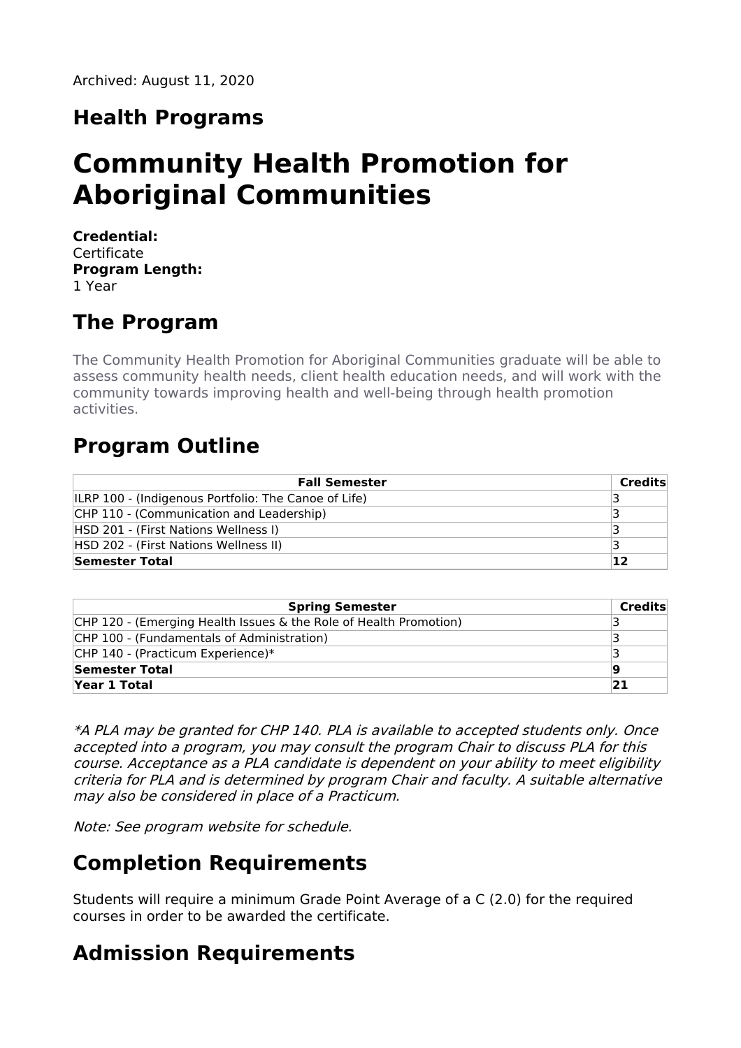Archived: August 11, 2020

## Health Programs

# Community Health Promotion for Aboriginal Communities

**Credential:**
Certificate
**Program Length:**
1 Year

## The Program

The Community Health Promotion for Aboriginal Communities graduate will be able to assess community health needs, client health education needs, and will work with the community towards improving health and well-being through health promotion activities.

## Program Outline

| Fall Semester | Credits |
|---|---|
| ILRP 100 - (Indigenous Portfolio: The Canoe of Life) | 3 |
| CHP 110 - (Communication and Leadership) | 3 |
| HSD 201 - (First Nations Wellness I) | 3 |
| HSD 202 - (First Nations Wellness II) | 3 |
| **Semester Total** | **12** |

| Spring Semester | Credits |
|---|---|
| CHP 120 - (Emerging Health Issues & the Role of Health Promotion) | 3 |
| CHP 100 - (Fundamentals of Administration) | 3 |
| CHP 140 - (Practicum Experience)* | 3 |
| **Semester Total** | **9** |
| **Year 1 Total** | **21** |

*\*A PLA may be granted for CHP 140. PLA is available to accepted students only. Once accepted into a program, you may consult the program Chair to discuss PLA for this course. Acceptance as a PLA candidate is dependent on your ability to meet eligibility criteria for PLA and is determined by program Chair and faculty. A suitable alternative may also be considered in place of a Practicum.*

*Note: See program website for schedule.*

## Completion Requirements

Students will require a minimum Grade Point Average of a C (2.0) for the required courses in order to be awarded the certificate.

## Admission Requirements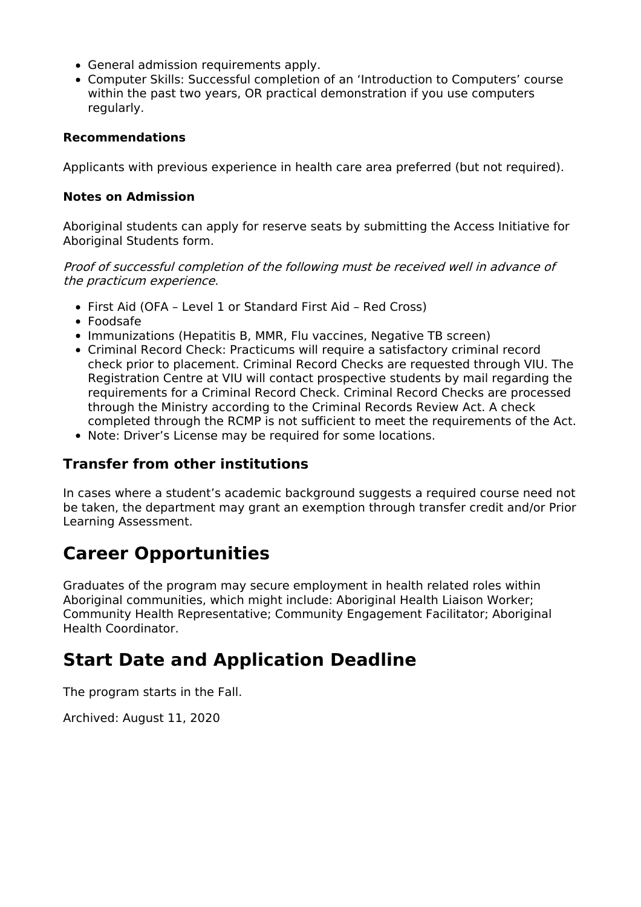- General admission requirements apply.
- Computer Skills: Successful completion of an 'Introduction to Computers' course within the past two years, OR practical demonstration if you use computers regularly.

**Recommendations**

Applicants with previous experience in health care area preferred (but not required).

**Notes on Admission**

Aboriginal students can apply for reserve seats by submitting the Access Initiative for Aboriginal Students form.

*Proof of successful completion of the following must be received well in advance of the practicum experience.*

- First Aid (OFA – Level 1 or Standard First Aid – Red Cross)
- Foodsafe
- Immunizations (Hepatitis B, MMR, Flu vaccines, Negative TB screen)
- Criminal Record Check: Practicums will require a satisfactory criminal record check prior to placement. Criminal Record Checks are requested through VIU. The Registration Centre at VIU will contact prospective students by mail regarding the requirements for a Criminal Record Check. Criminal Record Checks are processed through the Ministry according to the Criminal Records Review Act. A check completed through the RCMP is not sufficient to meet the requirements of the Act.
- Note: Driver's License may be required for some locations.

### Transfer from other institutions

In cases where a student's academic background suggests a required course need not be taken, the department may grant an exemption through transfer credit and/or Prior Learning Assessment.

## Career Opportunities

Graduates of the program may secure employment in health related roles within Aboriginal communities, which might include: Aboriginal Health Liaison Worker; Community Health Representative; Community Engagement Facilitator; Aboriginal Health Coordinator.

## Start Date and Application Deadline

The program starts in the Fall.

Archived: August 11, 2020